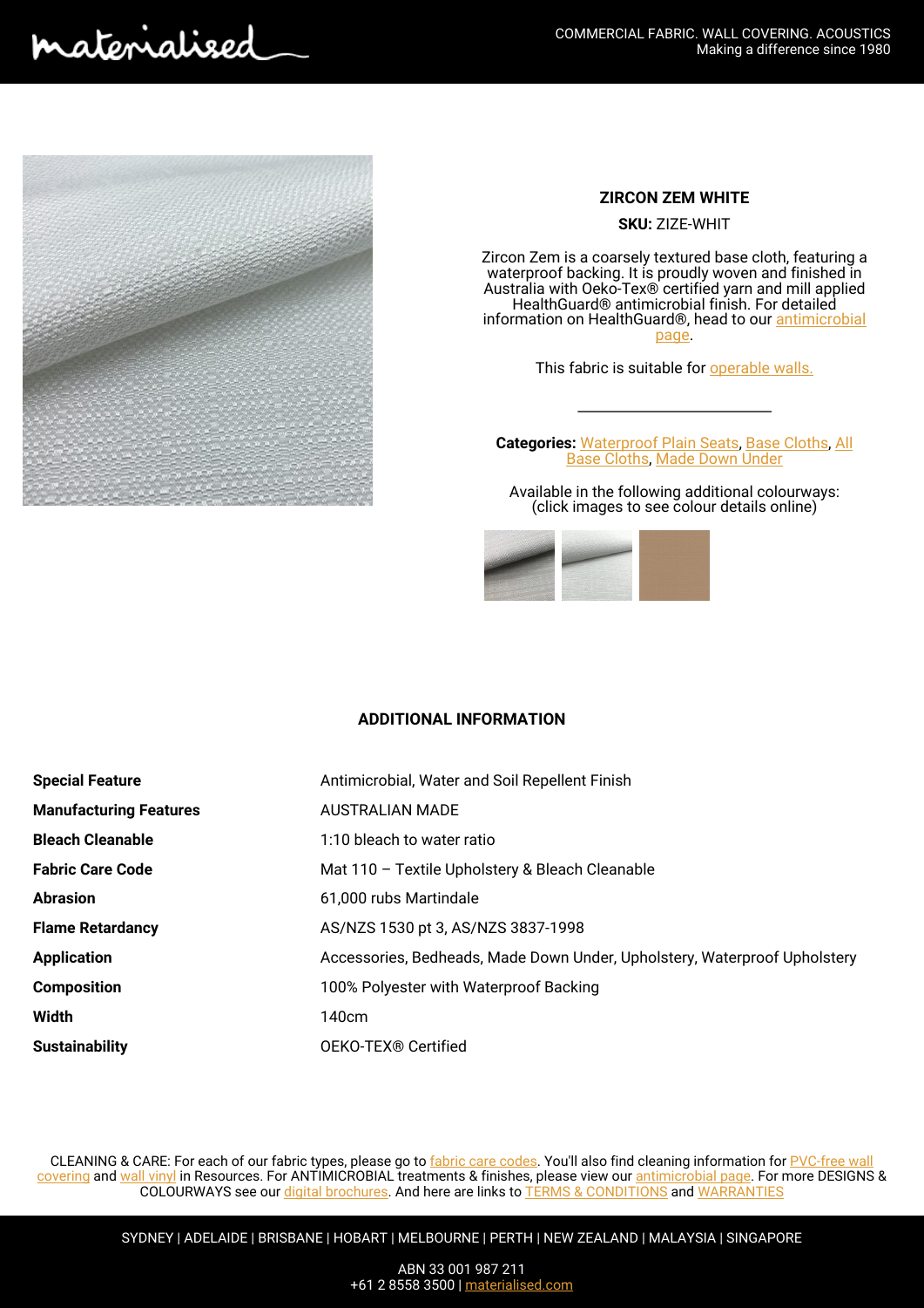# ZIRCON ZEM WHITE

**SKU:** ZIZE-WHIT

Zircon Zem is a coarsely textured base cloth, featuring a waterproof backing. It is proudly woven and finished in Australia with Oeko-Tex® certified yarn and mill applied HealthGuard® antimicrobial finish. For detailed information on HealthGuard®, head to our antimicrobial page.

This fabric is suitable for operable walls.

**Categories:** Waterproof Plain Seats, Base Cloths, All Base Cloths, Made Down Under

Available in the following additional colourways:
(click images to see colour details online)

## ADDITIONAL INFORMATION

| | |
|---|---|
| **Special Feature** | Antimicrobial, Water and Soil Repellent Finish |
| **Manufacturing Features** | AUSTRALIAN MADE |
| **Bleach Cleanable** | 1:10 bleach to water ratio |
| **Fabric Care Code** | Mat 110 – Textile Upholstery & Bleach Cleanable |
| **Abrasion** | 61,000 rubs Martindale |
| **Flame Retardancy** | AS/NZS 1530 pt 3, AS/NZS 3837-1998 |
| **Application** | Accessories, Bedheads, Made Down Under, Upholstery, Waterproof Upholstery |
| **Composition** | 100% Polyester with Waterproof Backing |
| **Width** | 140cm |
| **Sustainability** | OEKO-TEX® Certified |

CLEANING & CARE: For each of our fabric types, please go to fabric care codes. You'll also find cleaning information for PVC-free wall covering and wall vinyl in Resources. For ANTIMICROBIAL treatments & finishes, please view our antimicrobial page. For more DESIGNS & COLOURWAYS see our digital brochures. And here are links to TERMS & CONDITIONS and WARRANTIES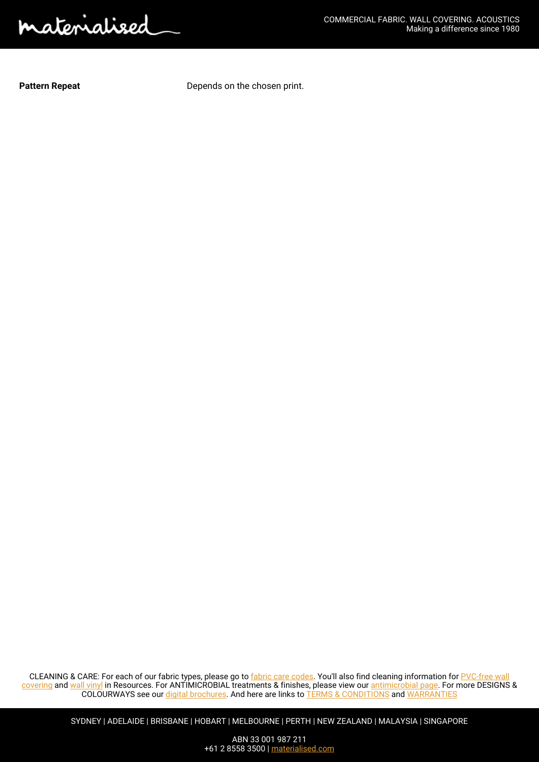| | |
|---|---|
| **Pattern Repeat** | Depends on the chosen print. |

CLEANING & CARE: For each of our fabric types, please go to fabric care codes. You'll also find cleaning information for PVC-free wall covering and wall vinyl in Resources. For ANTIMICROBIAL treatments & finishes, please view our antimicrobial page. For more DESIGNS & COLOURWAYS see our digital brochures. And here are links to TERMS & CONDITIONS and WARRANTIES